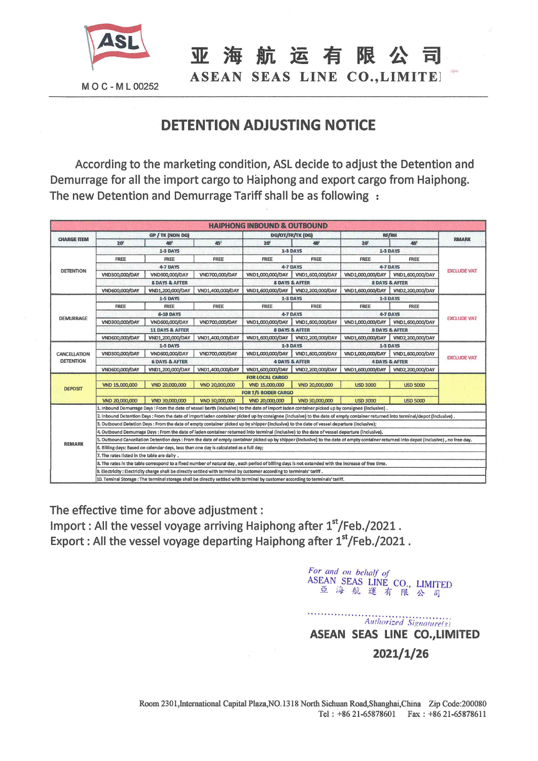ASL

MOC-ML 00252

# 亚海航运有限公司
## ASEAN SEAS LINE CO.,LIMITED

# DETENTION ADJUSTING NOTICE

According to the marketing condition, ASL decide to adjust the Detention and Demurrage for all the import cargo to Haiphong and export cargo from Haiphong. The new Detention and Demurrage Tariff shall be as following :

| HAIPHONG INBOUND & OUTBOUND | | | | | | | | |
|---|---|---|---|---|---|---|---|---|
| CHARGE ITEM | GP / TK (NON DG) | | | DG/OT/FR/TK (DG) | | RF/RH | | RMARK |
| | 20' | 40' | 45' | 20' | 40' | 20' | 40' | |
| DETENTION | 1-3 DAYS | | | 1-3 DAYS | | 1-3 DAYS | | EXCLUDE VAT |
| | FREE | FREE | FREE | FREE | FREE | FREE | FREE | |
| | 4-7 DAYS | | | 4-7 DAYS | | 4-7 DAYS | | |
| | VND300,000/DAY | VND600,000/DAY | VND700,000/DAY | VND1,000,000/DAY | VND1,600,000/DAY | VND1,000,000/DAY | VND1,600,000/DAY | |
| | 8 DAYS & AFTER | | | 8 DAYS & AFTER | | 8 DAYS & AFTER | | |
| | VND600,000/DAY | VND1,200,000/DAY | VND1,400,000/DAY | VND1,600,000/DAY | VND2,200,000/DAY | VND1,600,000/DAY | VND2,200,000/DAY | |
| DEMURRAGE | 1-5 DAYS | | | 1-3 DAYS | | 1-3 DAYS | | EXCLUDE VAT |
| | FREE | FREE | FREE | FREE | FREE | FREE | FREE | |
| | 6-10 DAYS | | | 4-7 DAYS | | 4-7 DAYS | | |
| | VND300,000/DAY | VND600,000/DAY | VND700,000/DAY | VND1,000,000/DAY | VND1,600,000/DAY | VND1,000,000/DAY | VND1,600,000/DAY | |
| | 11 DAYS & AFTER | | | 8 DAYS & AFTER | | 8 DAYS & AFTER | | |
| | VND600,000/DAY | VND1,200,000/DAY | VND1,400,000/DAY | VND1,600,000/DAY | VND2,200,000/DAY | VND1,600,000/DAY | VND2,200,000/DAY | |
| CANCELLATION DETENTION | 1-5 DAYS | | | 1-3 DAYS | | 1-3 DAYS | | EXCLUDE VAT |
| | VND300,000/DAY | VND600,000/DAY | VND700,000/DAY | VND1,000,000/DAY | VND1,600,000/DAY | VND1,000,000/DAY | VND1,600,000/DAY | |
| | 6 DAYS & AFTER | | | 4 DAYS & AFTER | | 4 DAYS & AFTER | | |
| | VND600,000/DAY | VND1,200,000/DAY | VND1,400,000/DAY | VND1,600,000/DAY | VND2,200,000/DAY | VND1,600,000/DAY | VND2,200,000/DAY | |
| DEPOSIT | FOR LOCAL CARGO | | | | | | | |
| | VND 15,000,000 | VND 20,000,000 | VND 20,000,000 | VND 15,000,000 | VND 20,000,000 | USD 3000 | USD 5000 | |
| | FOR T/S BODER CARGO | | | | | | | |
| | VND 20,000,000 | VND 30,000,000 | VND 30,000,000 | VND 20,000,000 | VND 30,000,000 | USD 3000 | USD 5000 | |
| REMARK | 1. Inbound Demurrage Days : From the date of vessel berth (inclusive) to the date of import laden container picked up by consignee (inclusive) . | | | | | | | |
| | 2. Inbound Detention Days : From the date of import laden container picked up by consignee (inclusive) to the date of empty container returned into terminal/depot (inclusive) . | | | | | | | |
| | 3. Outbound Detetion Days : From the date of empty container picked up by shipper (inclusive) to the date of vessel departure (inclusive); | | | | | | | |
| | 4. Outbound Demurrage Days : From the date of laden container returned into terminal (inclusive) to the date of vessel departure (inclusive). | | | | | | | |
| | 5. Outbound Cancellation Detention days : From the date of empty container picked up by shipper (inclusive) to the date of empty container returned into depot (inclusive) , no free day. | | | | | | | |
| | 6. Billing days: Based on calendar days, less than one day is calculated as a full day; | | | | | | | |
| | 7. The rates listed in the table are daily . | | | | | | | |
| | 8. The rates in the table correspond to a fixed number of natural day , each period of billing days is not extended with the increase of free time. | | | | | | | |
| | 9. Electricity : Electricity charge shall be directly settled with terminal by customer according to terminals' tariff . | | | | | | | |
| | 10. Teminal Storage : The terminal storage shall be directly settled with terminal by customer according to terminals' tariff . | | | | | | | |

The effective time for above adjustment :

Import : All the vessel voyage arriving Haiphong after 1st/Feb./2021 .

Export : All the vessel voyage departing Haiphong after 1st/Feb./2021 .

*For and on behalf of*
ASEAN SEAS LINE CO., LIMITED
亞海航運有限公司

.......................................
*Authorized Signature(s)*

**ASEAN SEAS LINE CO.,LIMITED**

**2021/1/26**

Room 2301,International Capital Plaza,NO.1318 North Sichuan Road,Shanghai,China Zip Code:200080
Tel : +86 21-65878601 Fax : +86 21-65878611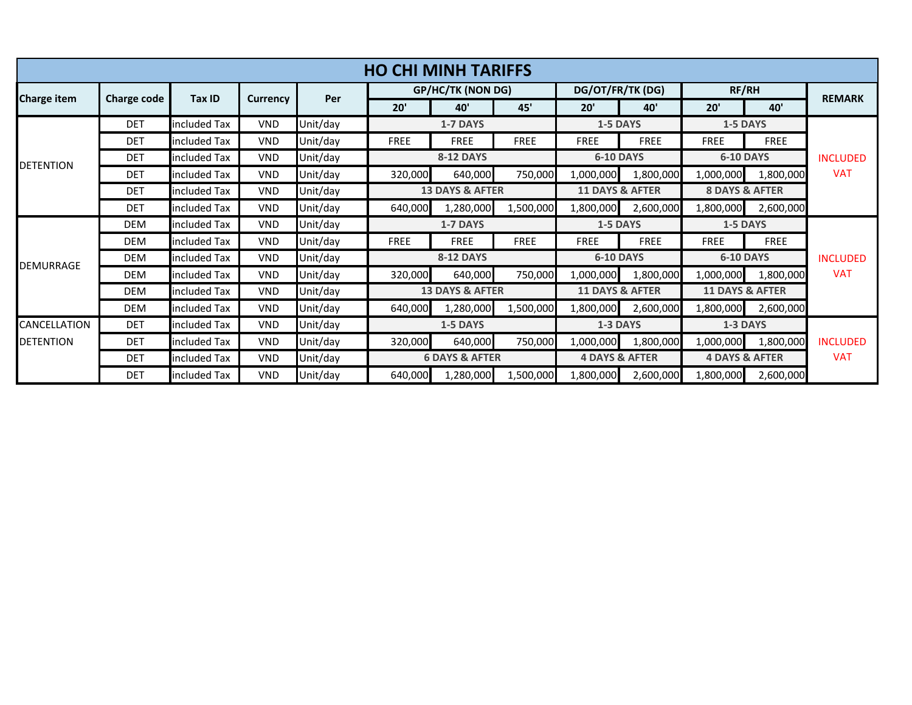# HO CHI MINH TARIFFS

| Charge item | Charge code | Tax ID | Currency | Per | GP/HC/TK (NON DG) | | | DG/OT/FR/TK (DG) | | RF/RH | | REMARK |
|---|---|---|---|---|---|---|---|---|---|---|---|---|
| | | | | | 20' | 40' | 45' | 20' | 40' | 20' | 40' | |
| DETENTION | DET | included Tax | VND | Unit/day | 1-7 DAYS | | | 1-5 DAYS | | 1-5 DAYS | | INCLUDED VAT |
| | DET | included Tax | VND | Unit/day | FREE | FREE | FREE | FREE | FREE | FREE | FREE | |
| | DET | included Tax | VND | Unit/day | 8-12 DAYS | | | 6-10 DAYS | | 6-10 DAYS | | |
| | DET | included Tax | VND | Unit/day | 320,000 | 640,000 | 750,000 | 1,000,000 | 1,800,000 | 1,000,000 | 1,800,000 | |
| | DET | included Tax | VND | Unit/day | 13 DAYS & AFTER | | | 11 DAYS & AFTER | | 8 DAYS & AFTER | | |
| | DET | included Tax | VND | Unit/day | 640,000 | 1,280,000 | 1,500,000 | 1,800,000 | 2,600,000 | 1,800,000 | 2,600,000 | |
| DEMURRAGE | DEM | included Tax | VND | Unit/day | 1-7 DAYS | | | 1-5 DAYS | | 1-5 DAYS | | INCLUDED VAT |
| | DEM | included Tax | VND | Unit/day | FREE | FREE | FREE | FREE | FREE | FREE | FREE | |
| | DEM | included Tax | VND | Unit/day | 8-12 DAYS | | | 6-10 DAYS | | 6-10 DAYS | | |
| | DEM | included Tax | VND | Unit/day | 320,000 | 640,000 | 750,000 | 1,000,000 | 1,800,000 | 1,000,000 | 1,800,000 | |
| | DEM | included Tax | VND | Unit/day | 13 DAYS & AFTER | | | 11 DAYS & AFTER | | 11 DAYS & AFTER | | |
| | DEM | included Tax | VND | Unit/day | 640,000 | 1,280,000 | 1,500,000 | 1,800,000 | 2,600,000 | 1,800,000 | 2,600,000 | |
| CANCELLATION DETENTION | DET | included Tax | VND | Unit/day | 1-5 DAYS | | | 1-3 DAYS | | 1-3 DAYS | | INCLUDED VAT |
| | DET | included Tax | VND | Unit/day | 320,000 | 640,000 | 750,000 | 1,000,000 | 1,800,000 | 1,000,000 | 1,800,000 | |
| | DET | included Tax | VND | Unit/day | 6 DAYS & AFTER | | | 4 DAYS & AFTER | | 4 DAYS & AFTER | | |
| | DET | included Tax | VND | Unit/day | 640,000 | 1,280,000 | 1,500,000 | 1,800,000 | 2,600,000 | 1,800,000 | 2,600,000 | |